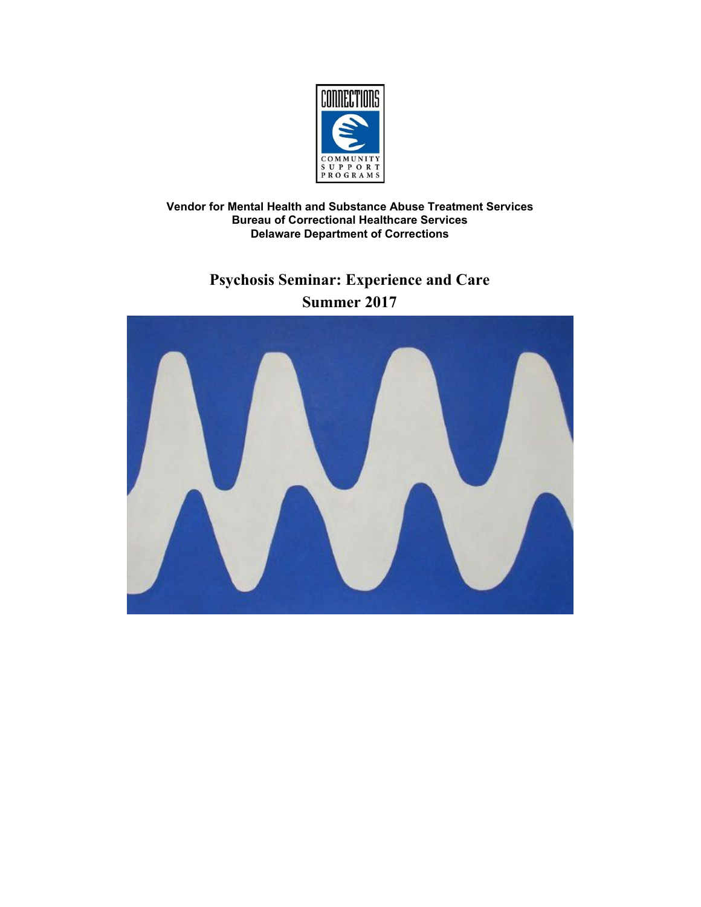**Vendor for Mental Health and Substance Abuse Treatment Services**
**Bureau of Correctional Healthcare Services**
**Delaware Department of Corrections**

# Psychosis Seminar: Experience and Care
## Summer 2017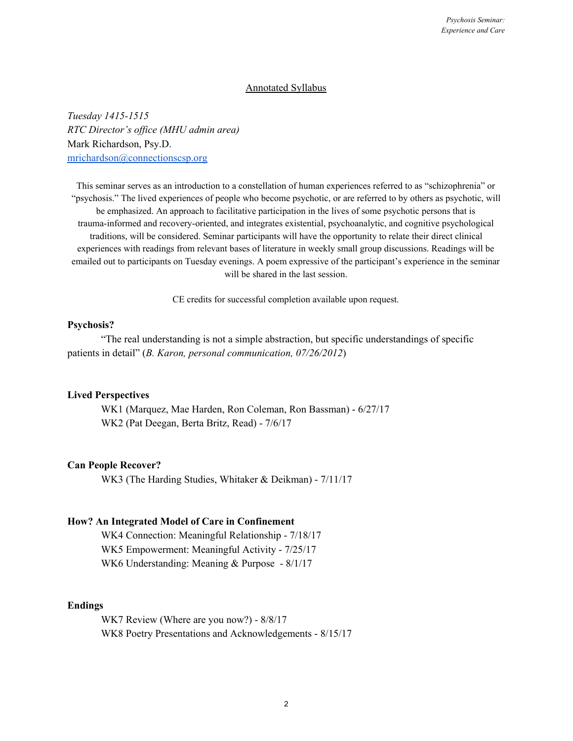## Annotated Syllabus

*Tuesday 1415-1515*
*RTC Director's office (MHU admin area)*
Mark Richardson, Psy.D.
mrichardson@connectionscsp.org

This seminar serves as an introduction to a constellation of human experiences referred to as "schizophrenia" or "psychosis." The lived experiences of people who become psychotic, or are referred to by others as psychotic, will be emphasized. An approach to facilitative participation in the lives of some psychotic persons that is trauma-informed and recovery-oriented, and integrates existential, psychoanalytic, and cognitive psychological traditions, will be considered. Seminar participants will have the opportunity to relate their direct clinical experiences with readings from relevant bases of literature in weekly small group discussions. Readings will be emailed out to participants on Tuesday evenings. A poem expressive of the participant's experience in the seminar will be shared in the last session.

CE credits for successful completion available upon request.

**Psychosis?**

"The real understanding is not a simple abstraction, but specific understandings of specific patients in detail" (*B. Karon, personal communication, 07/26/2012*)

**Lived Perspectives**

WK1 (Marquez, Mae Harden, Ron Coleman, Ron Bassman) - 6/27/17
WK2 (Pat Deegan, Berta Britz, Read) - 7/6/17

**Can People Recover?**

WK3 (The Harding Studies, Whitaker & Deikman) - 7/11/17

**How? An Integrated Model of Care in Confinement**

WK4 Connection: Meaningful Relationship - 7/18/17
WK5 Empowerment: Meaningful Activity - 7/25/17
WK6 Understanding: Meaning & Purpose - 8/1/17

**Endings**

WK7 Review (Where are you now?) - 8/8/17
WK8 Poetry Presentations and Acknowledgements - 8/15/17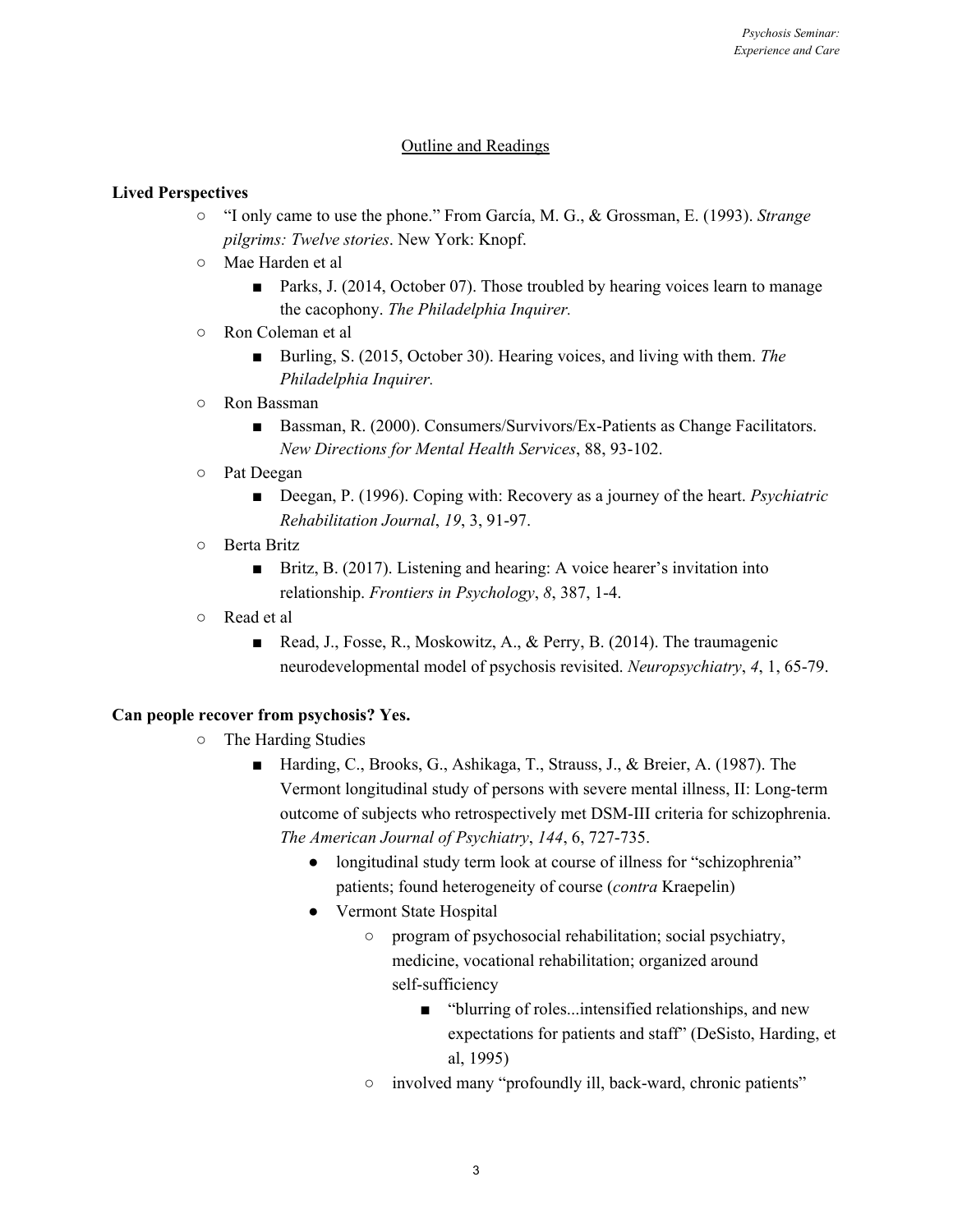## Outline and Readings

**Lived Perspectives**

- "I only came to use the phone." From García, M. G., & Grossman, E. (1993). *Strange pilgrims: Twelve stories*. New York: Knopf.
- Mae Harden et al
  - Parks, J. (2014, October 07). Those troubled by hearing voices learn to manage the cacophony. *The Philadelphia Inquirer.*
- Ron Coleman et al
  - Burling, S. (2015, October 30). Hearing voices, and living with them. *The Philadelphia Inquirer.*
- Ron Bassman
  - Bassman, R. (2000). Consumers/Survivors/Ex-Patients as Change Facilitators. *New Directions for Mental Health Services*, 88, 93-102.
- Pat Deegan
  - Deegan, P. (1996). Coping with: Recovery as a journey of the heart. *Psychiatric Rehabilitation Journal*, *19*, 3, 91-97.
- Berta Britz
  - Britz, B. (2017). Listening and hearing: A voice hearer's invitation into relationship. *Frontiers in Psychology*, *8*, 387, 1-4.
- Read et al
  - Read, J., Fosse, R., Moskowitz, A., & Perry, B. (2014). The traumagenic neurodevelopmental model of psychosis revisited. *Neuropsychiatry*, *4*, 1, 65-79.

**Can people recover from psychosis? Yes.**

- The Harding Studies
  - Harding, C., Brooks, G., Ashikaga, T., Strauss, J., & Breier, A. (1987). The Vermont longitudinal study of persons with severe mental illness, II: Long-term outcome of subjects who retrospectively met DSM-III criteria for schizophrenia. *The American Journal of Psychiatry*, *144*, 6, 727-735.
    - longitudinal study term look at course of illness for "schizophrenia" patients; found heterogeneity of course (*contra* Kraepelin)
    - Vermont State Hospital
      - program of psychosocial rehabilitation; social psychiatry, medicine, vocational rehabilitation; organized around self-sufficiency
        - "blurring of roles...intensified relationships, and new expectations for patients and staff" (DeSisto, Harding, et al, 1995)
      - involved many "profoundly ill, back-ward, chronic patients"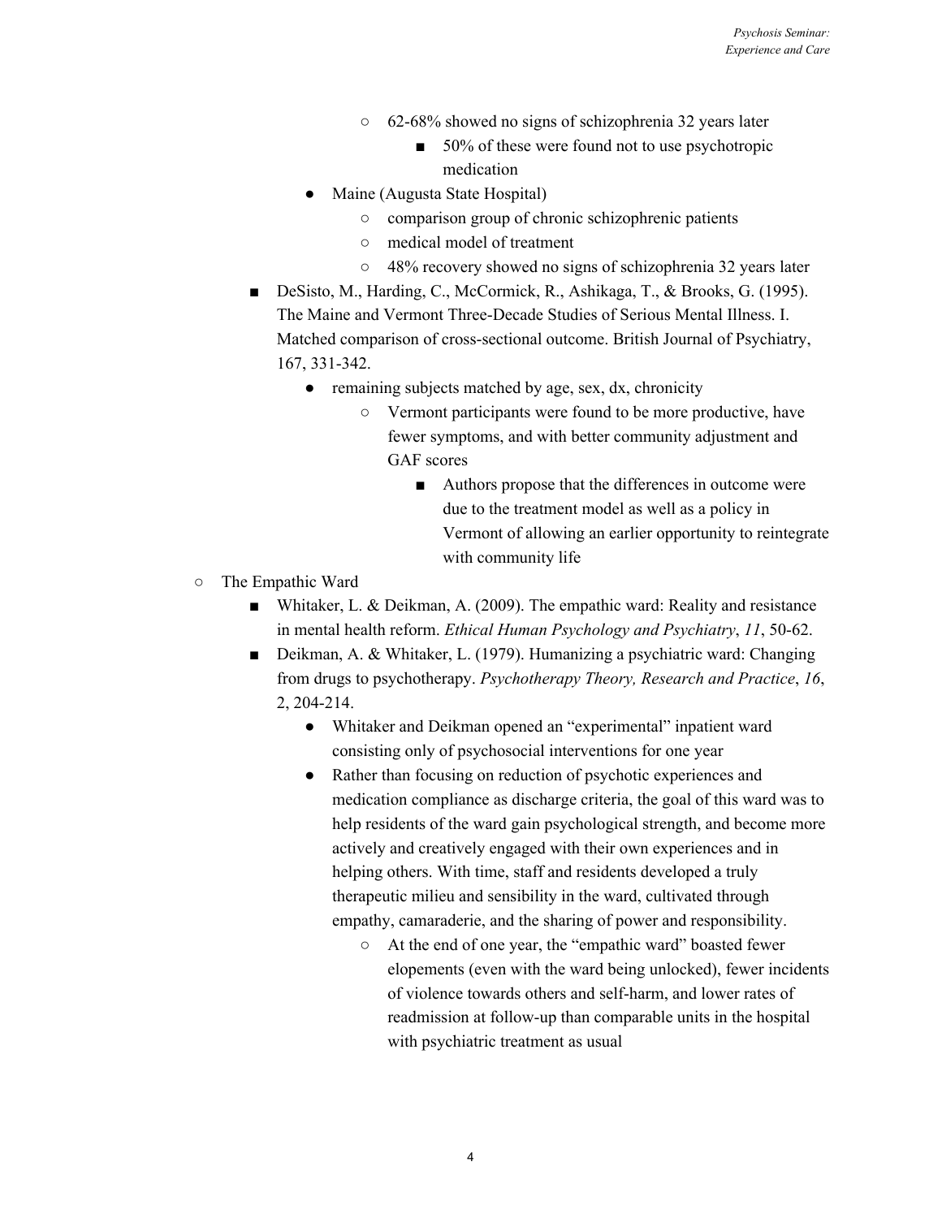- 62-68% showed no signs of schizophrenia 32 years later
  - 50% of these were found not to use psychotropic medication
- Maine (Augusta State Hospital)
  - comparison group of chronic schizophrenic patients
  - medical model of treatment
  - 48% recovery showed no signs of schizophrenia 32 years later
- DeSisto, M., Harding, C., McCormick, R., Ashikaga, T., & Brooks, G. (1995). The Maine and Vermont Three-Decade Studies of Serious Mental Illness. I. Matched comparison of cross-sectional outcome. British Journal of Psychiatry, 167, 331-342.
  - remaining subjects matched by age, sex, dx, chronicity
    - Vermont participants were found to be more productive, have fewer symptoms, and with better community adjustment and GAF scores
      - Authors propose that the differences in outcome were due to the treatment model as well as a policy in Vermont of allowing an earlier opportunity to reintegrate with community life

- The Empathic Ward
  - Whitaker, L. & Deikman, A. (2009). The empathic ward: Reality and resistance in mental health reform. *Ethical Human Psychology and Psychiatry*, *11*, 50-62.
  - Deikman, A. & Whitaker, L. (1979). Humanizing a psychiatric ward: Changing from drugs to psychotherapy. *Psychotherapy Theory, Research and Practice*, *16*, 2, 204-214.
    - Whitaker and Deikman opened an "experimental" inpatient ward consisting only of psychosocial interventions for one year
    - Rather than focusing on reduction of psychotic experiences and medication compliance as discharge criteria, the goal of this ward was to help residents of the ward gain psychological strength, and become more actively and creatively engaged with their own experiences and in helping others. With time, staff and residents developed a truly therapeutic milieu and sensibility in the ward, cultivated through empathy, camaraderie, and the sharing of power and responsibility.
      - At the end of one year, the "empathic ward" boasted fewer elopements (even with the ward being unlocked), fewer incidents of violence towards others and self-harm, and lower rates of readmission at follow-up than comparable units in the hospital with psychiatric treatment as usual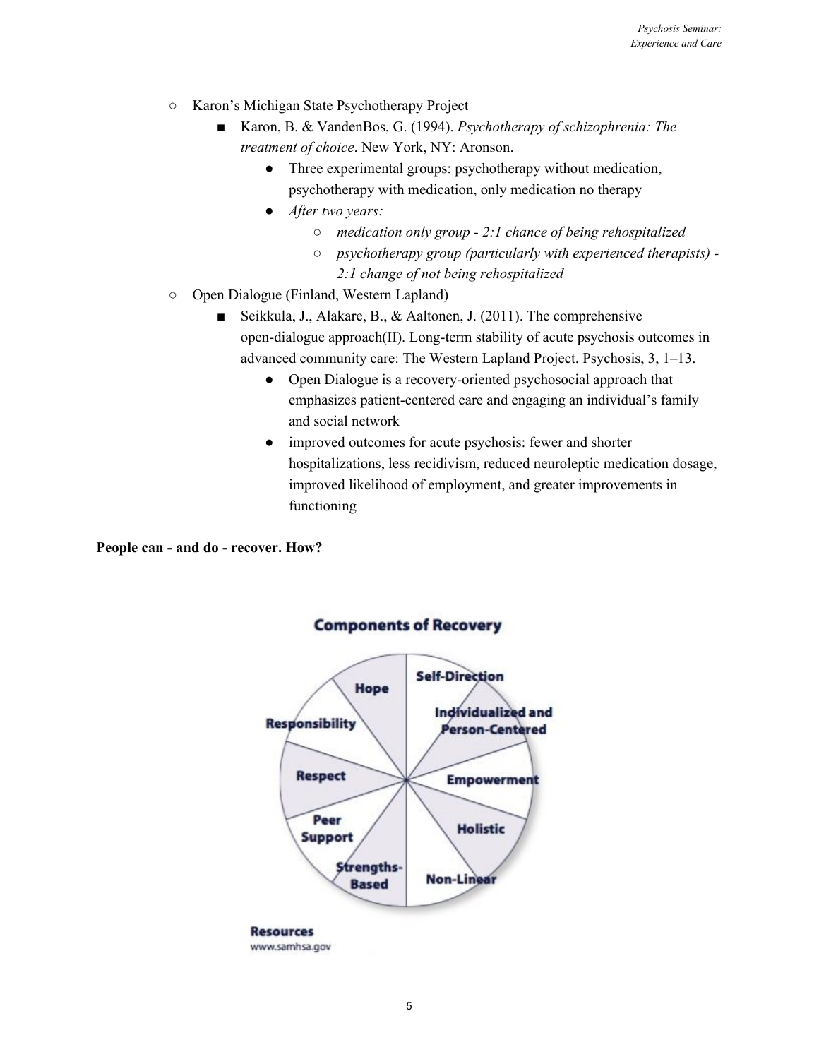- Karon's Michigan State Psychotherapy Project
    - Karon, B. & VandenBos, G. (1994). *Psychotherapy of schizophrenia: The treatment of choice*. New York, NY: Aronson.
        - Three experimental groups: psychotherapy without medication, psychotherapy with medication, only medication no therapy
        - *After two years:*
            - *medication only group - 2:1 chance of being rehospitalized*
            - *psychotherapy group (particularly with experienced therapists) - 2:1 change of not being rehospitalized*
- Open Dialogue (Finland, Western Lapland)
    - Seikkula, J., Alakare, B., & Aaltonen, J. (2011). The comprehensive open-dialogue approach(II). Long-term stability of acute psychosis outcomes in advanced community care: The Western Lapland Project. Psychosis, 3, 1–13.
        - Open Dialogue is a recovery-oriented psychosocial approach that emphasizes patient-centered care and engaging an individual's family and social network
        - improved outcomes for acute psychosis: fewer and shorter hospitalizations, less recidivism, reduced neuroleptic medication dosage, improved likelihood of employment, and greater improvements in functioning

**People can - and do - recover. How?**

Components of Recovery

Self-Direction

Individualized and Person-Centered

Empowerment

Holistic

Non-Linear

Strengths-Based

Peer Support

Respect

Responsibility

Hope

Resources

www.samhsa.gov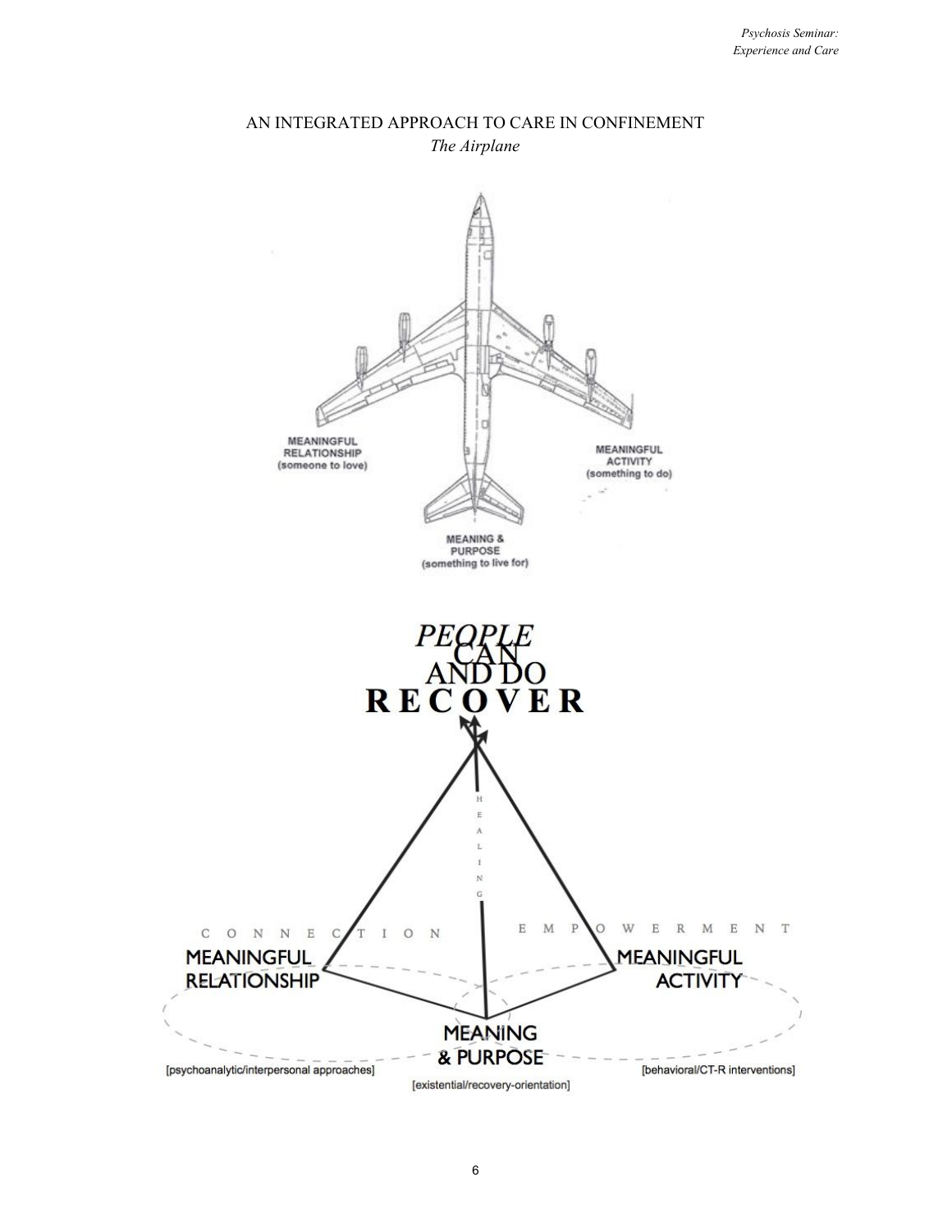AN INTEGRATED APPROACH TO CARE IN CONFINEMENT

*The Airplane*

MEANINGFUL RELATIONSHIP (someone to love)

MEANINGFUL ACTIVITY (something to do)

MEANING & PURPOSE (something to live for)

*PEOPLE* CAN AND DO **RECOVER**

HEALING

CONNECTION

EMPOWERMENT

MEANINGFUL RELATIONSHIP

MEANINGFUL ACTIVITY

MEANING & PURPOSE

[psychoanalytic/interpersonal approaches]

[existential/recovery-orientation]

[behavioral/CT-R interventions]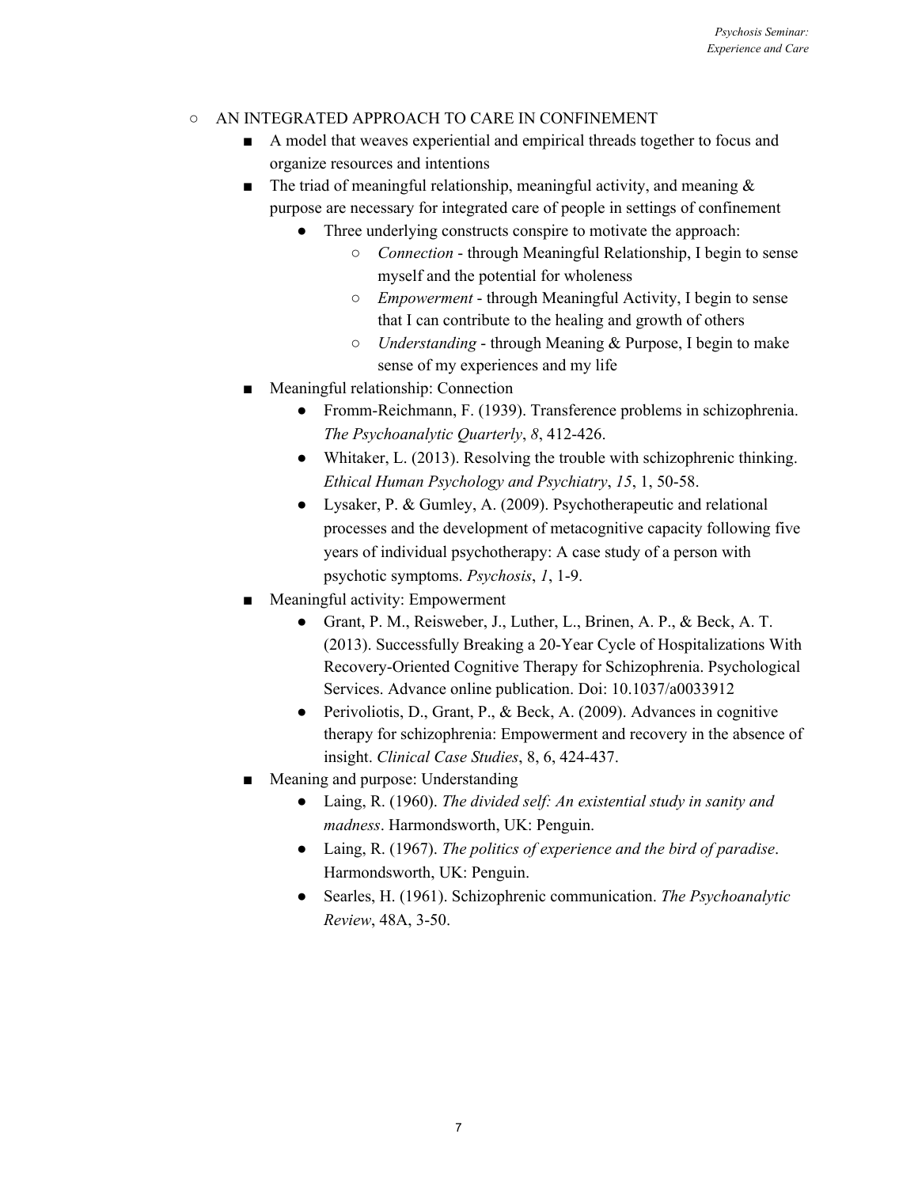- AN INTEGRATED APPROACH TO CARE IN CONFINEMENT
  - A model that weaves experiential and empirical threads together to focus and organize resources and intentions
  - The triad of meaningful relationship, meaningful activity, and meaning & purpose are necessary for integrated care of people in settings of confinement
    - Three underlying constructs conspire to motivate the approach:
      - *Connection* - through Meaningful Relationship, I begin to sense myself and the potential for wholeness
      - *Empowerment* - through Meaningful Activity, I begin to sense that I can contribute to the healing and growth of others
      - *Understanding* - through Meaning & Purpose, I begin to make sense of my experiences and my life
  - Meaningful relationship: Connection
    - Fromm-Reichmann, F. (1939). Transference problems in schizophrenia. *The Psychoanalytic Quarterly*, *8*, 412-426.
    - Whitaker, L. (2013). Resolving the trouble with schizophrenic thinking. *Ethical Human Psychology and Psychiatry*, *15*, 1, 50-58.
    - Lysaker, P. & Gumley, A. (2009). Psychotherapeutic and relational processes and the development of metacognitive capacity following five years of individual psychotherapy: A case study of a person with psychotic symptoms. *Psychosis*, *1*, 1-9.
  - Meaningful activity: Empowerment
    - Grant, P. M., Reisweber, J., Luther, L., Brinen, A. P., & Beck, A. T. (2013). Successfully Breaking a 20-Year Cycle of Hospitalizations With Recovery-Oriented Cognitive Therapy for Schizophrenia. Psychological Services. Advance online publication. Doi: 10.1037/a0033912
    - Perivoliotis, D., Grant, P., & Beck, A. (2009). Advances in cognitive therapy for schizophrenia: Empowerment and recovery in the absence of insight. *Clinical Case Studies*, 8, 6, 424-437.
  - Meaning and purpose: Understanding
    - Laing, R. (1960). *The divided self: An existential study in sanity and madness*. Harmondsworth, UK: Penguin.
    - Laing, R. (1967). *The politics of experience and the bird of paradise*. Harmondsworth, UK: Penguin.
    - Searles, H. (1961). Schizophrenic communication. *The Psychoanalytic Review*, 48A, 3-50.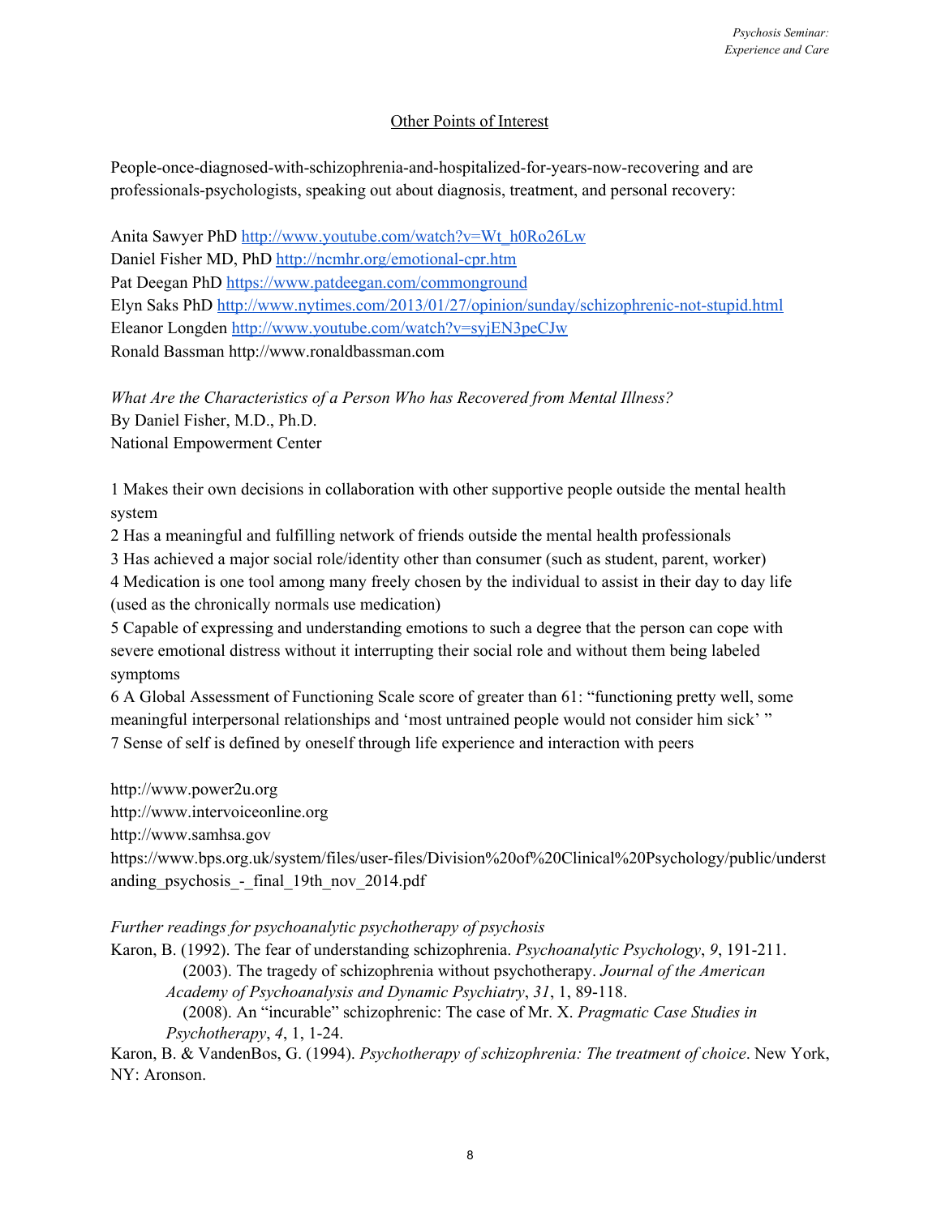## Other Points of Interest

People-once-diagnosed-with-schizophrenia-and-hospitalized-for-years-now-recovering and are professionals-psychologists, speaking out about diagnosis, treatment, and personal recovery:

Anita Sawyer PhD http://www.youtube.com/watch?v=Wt_h0Ro26Lw
Daniel Fisher MD, PhD http://ncmhr.org/emotional-cpr.htm
Pat Deegan PhD https://www.patdeegan.com/commonground
Elyn Saks PhD http://www.nytimes.com/2013/01/27/opinion/sunday/schizophrenic-not-stupid.html
Eleanor Longden http://www.youtube.com/watch?v=syjEN3peCJw
Ronald Bassman http://www.ronaldbassman.com

*What Are the Characteristics of a Person Who has Recovered from Mental Illness?*
By Daniel Fisher, M.D., Ph.D.
National Empowerment Center

1 Makes their own decisions in collaboration with other supportive people outside the mental health system
2 Has a meaningful and fulfilling network of friends outside the mental health professionals
3 Has achieved a major social role/identity other than consumer (such as student, parent, worker)
4 Medication is one tool among many freely chosen by the individual to assist in their day to day life (used as the chronically normals use medication)
5 Capable of expressing and understanding emotions to such a degree that the person can cope with severe emotional distress without it interrupting their social role and without them being labeled symptoms
6 A Global Assessment of Functioning Scale score of greater than 61: "functioning pretty well, some meaningful interpersonal relationships and 'most untrained people would not consider him sick' "
7 Sense of self is defined by oneself through life experience and interaction with peers

http://www.power2u.org
http://www.intervoiceonline.org
http://www.samhsa.gov
https://www.bps.org.uk/system/files/user-files/Division%20of%20Clinical%20Psychology/public/understanding_psychosis_-_final_19th_nov_2014.pdf

*Further readings for psychoanalytic psychotherapy of psychosis*

Karon, B. (1992). The fear of understanding schizophrenia. *Psychoanalytic Psychology*, *9*, 191-211.

(2003). The tragedy of schizophrenia without psychotherapy. *Journal of the American Academy of Psychoanalysis and Dynamic Psychiatry*, *31*, 1, 89-118.

(2008). An "incurable" schizophrenic: The case of Mr. X. *Pragmatic Case Studies in Psychotherapy*, *4*, 1, 1-24.

Karon, B. & VandenBos, G. (1994). *Psychotherapy of schizophrenia: The treatment of choice*. New York, NY: Aronson.